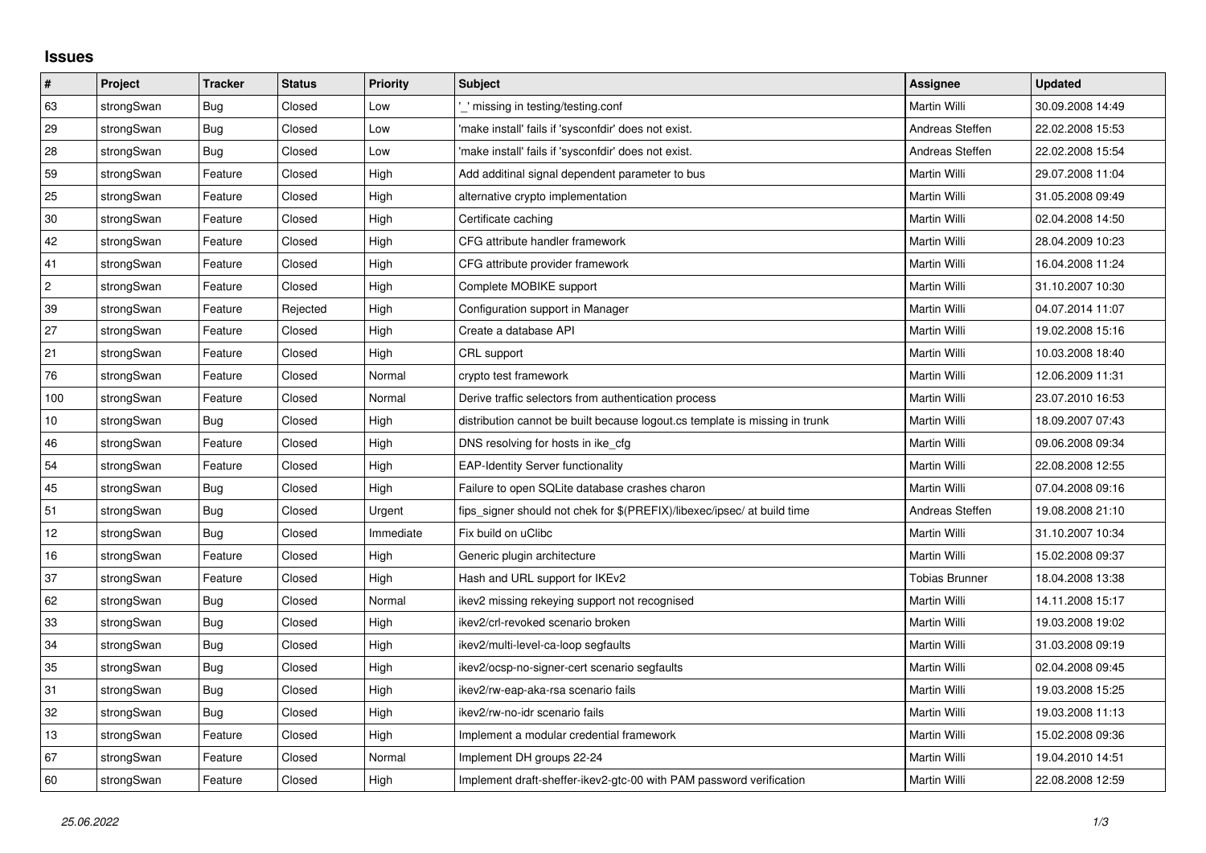## Issues

| # | Project | Tracker | Status | Priority | Subject | Assignee | Updated |
|---|---|---|---|---|---|---|---|
| 63 | strongSwan | Bug | Closed | Low | '_' missing in testing/testing.conf | Martin Willi | 30.09.2008 14:49 |
| 29 | strongSwan | Bug | Closed | Low | 'make install' fails if 'sysconfdir' does not exist. | Andreas Steffen | 22.02.2008 15:53 |
| 28 | strongSwan | Bug | Closed | Low | 'make install' fails if 'sysconfdir' does not exist. | Andreas Steffen | 22.02.2008 15:54 |
| 59 | strongSwan | Feature | Closed | High | Add additinal signal dependent parameter to bus | Martin Willi | 29.07.2008 11:04 |
| 25 | strongSwan | Feature | Closed | High | alternative crypto implementation | Martin Willi | 31.05.2008 09:49 |
| 30 | strongSwan | Feature | Closed | High | Certificate caching | Martin Willi | 02.04.2008 14:50 |
| 42 | strongSwan | Feature | Closed | High | CFG attribute handler framework | Martin Willi | 28.04.2009 10:23 |
| 41 | strongSwan | Feature | Closed | High | CFG attribute provider framework | Martin Willi | 16.04.2008 11:24 |
| 2 | strongSwan | Feature | Closed | High | Complete MOBIKE support | Martin Willi | 31.10.2007 10:30 |
| 39 | strongSwan | Feature | Rejected | High | Configuration support in Manager | Martin Willi | 04.07.2014 11:07 |
| 27 | strongSwan | Feature | Closed | High | Create a database API | Martin Willi | 19.02.2008 15:16 |
| 21 | strongSwan | Feature | Closed | High | CRL support | Martin Willi | 10.03.2008 18:40 |
| 76 | strongSwan | Feature | Closed | Normal | crypto test framework | Martin Willi | 12.06.2009 11:31 |
| 100 | strongSwan | Feature | Closed | Normal | Derive traffic selectors from authentication process | Martin Willi | 23.07.2010 16:53 |
| 10 | strongSwan | Bug | Closed | High | distribution cannot be built because logout.cs template is missing in trunk | Martin Willi | 18.09.2007 07:43 |
| 46 | strongSwan | Feature | Closed | High | DNS resolving for hosts in ike_cfg | Martin Willi | 09.06.2008 09:34 |
| 54 | strongSwan | Feature | Closed | High | EAP-Identity Server functionality | Martin Willi | 22.08.2008 12:55 |
| 45 | strongSwan | Bug | Closed | High | Failure to open SQLite database crashes charon | Martin Willi | 07.04.2008 09:16 |
| 51 | strongSwan | Bug | Closed | Urgent | fips_signer should not chek for $(PREFIX)/libexec/ipsec/ at build time | Andreas Steffen | 19.08.2008 21:10 |
| 12 | strongSwan | Bug | Closed | Immediate | Fix build on uClibc | Martin Willi | 31.10.2007 10:34 |
| 16 | strongSwan | Feature | Closed | High | Generic plugin architecture | Martin Willi | 15.02.2008 09:37 |
| 37 | strongSwan | Feature | Closed | High | Hash and URL support for IKEv2 | Tobias Brunner | 18.04.2008 13:38 |
| 62 | strongSwan | Bug | Closed | Normal | ikev2 missing rekeying support not recognised | Martin Willi | 14.11.2008 15:17 |
| 33 | strongSwan | Bug | Closed | High | ikev2/crl-revoked scenario broken | Martin Willi | 19.03.2008 19:02 |
| 34 | strongSwan | Bug | Closed | High | ikev2/multi-level-ca-loop segfaults | Martin Willi | 31.03.2008 09:19 |
| 35 | strongSwan | Bug | Closed | High | ikev2/ocsp-no-signer-cert scenario segfaults | Martin Willi | 02.04.2008 09:45 |
| 31 | strongSwan | Bug | Closed | High | ikev2/rw-eap-aka-rsa scenario fails | Martin Willi | 19.03.2008 15:25 |
| 32 | strongSwan | Bug | Closed | High | ikev2/rw-no-idr scenario fails | Martin Willi | 19.03.2008 11:13 |
| 13 | strongSwan | Feature | Closed | High | Implement a modular credential framework | Martin Willi | 15.02.2008 09:36 |
| 67 | strongSwan | Feature | Closed | Normal | Implement DH groups 22-24 | Martin Willi | 19.04.2010 14:51 |
| 60 | strongSwan | Feature | Closed | High | Implement draft-sheffer-ikev2-gtc-00 with PAM password verification | Martin Willi | 22.08.2008 12:59 |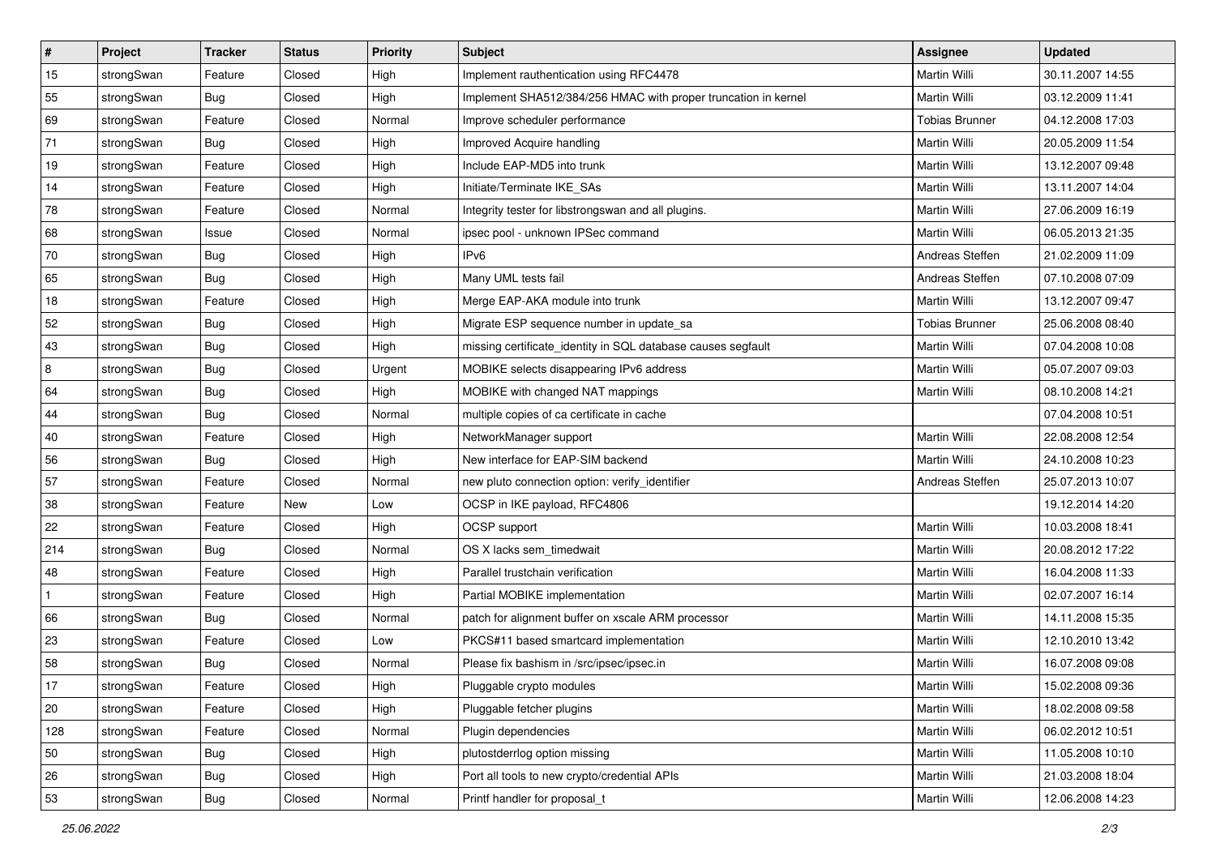| # | Project | Tracker | Status | Priority | Subject | Assignee | Updated |
|---|---|---|---|---|---|---|---|
| 15 | strongSwan | Feature | Closed | High | Implement rauthentication using RFC4478 | Martin Willi | 30.11.2007 14:55 |
| 55 | strongSwan | Bug | Closed | High | Implement SHA512/384/256 HMAC with proper truncation in kernel | Martin Willi | 03.12.2009 11:41 |
| 69 | strongSwan | Feature | Closed | Normal | Improve scheduler performance | Tobias Brunner | 04.12.2008 17:03 |
| 71 | strongSwan | Bug | Closed | High | Improved Acquire handling | Martin Willi | 20.05.2009 11:54 |
| 19 | strongSwan | Feature | Closed | High | Include EAP-MD5 into trunk | Martin Willi | 13.12.2007 09:48 |
| 14 | strongSwan | Feature | Closed | High | Initiate/Terminate IKE_SAs | Martin Willi | 13.11.2007 14:04 |
| 78 | strongSwan | Feature | Closed | Normal | Integrity tester for libstrongswan and all plugins. | Martin Willi | 27.06.2009 16:19 |
| 68 | strongSwan | Issue | Closed | Normal | ipsec pool - unknown IPSec command | Martin Willi | 06.05.2013 21:35 |
| 70 | strongSwan | Bug | Closed | High | IPv6 | Andreas Steffen | 21.02.2009 11:09 |
| 65 | strongSwan | Bug | Closed | High | Many UML tests fail | Andreas Steffen | 07.10.2008 07:09 |
| 18 | strongSwan | Feature | Closed | High | Merge EAP-AKA module into trunk | Martin Willi | 13.12.2007 09:47 |
| 52 | strongSwan | Bug | Closed | High | Migrate ESP sequence number in update_sa | Tobias Brunner | 25.06.2008 08:40 |
| 43 | strongSwan | Bug | Closed | High | missing certificate_identity in SQL database causes segfault | Martin Willi | 07.04.2008 10:08 |
| 8 | strongSwan | Bug | Closed | Urgent | MOBIKE selects disappearing IPv6 address | Martin Willi | 05.07.2007 09:03 |
| 64 | strongSwan | Bug | Closed | High | MOBIKE with changed NAT mappings | Martin Willi | 08.10.2008 14:21 |
| 44 | strongSwan | Bug | Closed | Normal | multiple copies of ca certificate in cache | | 07.04.2008 10:51 |
| 40 | strongSwan | Feature | Closed | High | NetworkManager support | Martin Willi | 22.08.2008 12:54 |
| 56 | strongSwan | Bug | Closed | High | New interface for EAP-SIM backend | Martin Willi | 24.10.2008 10:23 |
| 57 | strongSwan | Feature | Closed | Normal | new pluto connection option: verify_identifier | Andreas Steffen | 25.07.2013 10:07 |
| 38 | strongSwan | Feature | New | Low | OCSP in IKE payload, RFC4806 | | 19.12.2014 14:20 |
| 22 | strongSwan | Feature | Closed | High | OCSP support | Martin Willi | 10.03.2008 18:41 |
| 214 | strongSwan | Bug | Closed | Normal | OS X lacks sem_timedwait | Martin Willi | 20.08.2012 17:22 |
| 48 | strongSwan | Feature | Closed | High | Parallel trustchain verification | Martin Willi | 16.04.2008 11:33 |
| 1 | strongSwan | Feature | Closed | High | Partial MOBIKE implementation | Martin Willi | 02.07.2007 16:14 |
| 66 | strongSwan | Bug | Closed | Normal | patch for alignment buffer on xscale ARM processor | Martin Willi | 14.11.2008 15:35 |
| 23 | strongSwan | Feature | Closed | Low | PKCS#11 based smartcard implementation | Martin Willi | 12.10.2010 13:42 |
| 58 | strongSwan | Bug | Closed | Normal | Please fix bashism in /src/ipsec/ipsec.in | Martin Willi | 16.07.2008 09:08 |
| 17 | strongSwan | Feature | Closed | High | Pluggable crypto modules | Martin Willi | 15.02.2008 09:36 |
| 20 | strongSwan | Feature | Closed | High | Pluggable fetcher plugins | Martin Willi | 18.02.2008 09:58 |
| 128 | strongSwan | Feature | Closed | Normal | Plugin dependencies | Martin Willi | 06.02.2012 10:51 |
| 50 | strongSwan | Bug | Closed | High | plutostderrlog option missing | Martin Willi | 11.05.2008 10:10 |
| 26 | strongSwan | Bug | Closed | High | Port all tools to new crypto/credential APIs | Martin Willi | 21.03.2008 18:04 |
| 53 | strongSwan | Bug | Closed | Normal | Printf handler for proposal_t | Martin Willi | 12.06.2008 14:23 |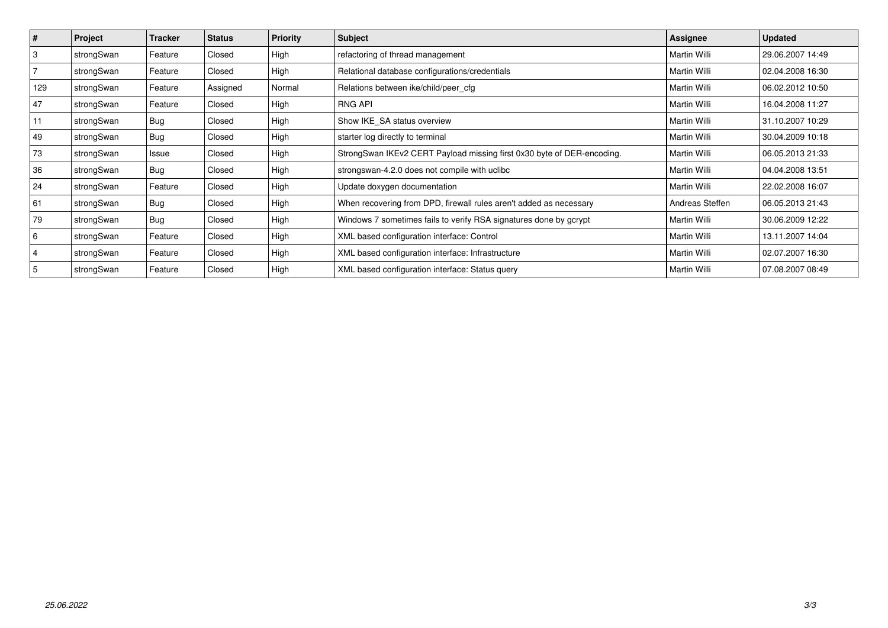| # | Project | Tracker | Status | Priority | Subject | Assignee | Updated |
|---|---|---|---|---|---|---|---|
| 3 | strongSwan | Feature | Closed | High | refactoring of thread management | Martin Willi | 29.06.2007 14:49 |
| 7 | strongSwan | Feature | Closed | High | Relational database configurations/credentials | Martin Willi | 02.04.2008 16:30 |
| 129 | strongSwan | Feature | Assigned | Normal | Relations between ike/child/peer_cfg | Martin Willi | 06.02.2012 10:50 |
| 47 | strongSwan | Feature | Closed | High | RNG API | Martin Willi | 16.04.2008 11:27 |
| 11 | strongSwan | Bug | Closed | High | Show IKE_SA status overview | Martin Willi | 31.10.2007 10:29 |
| 49 | strongSwan | Bug | Closed | High | starter log directly to terminal | Martin Willi | 30.04.2009 10:18 |
| 73 | strongSwan | Issue | Closed | High | StrongSwan IKEv2 CERT Payload missing first 0x30 byte of DER-encoding. | Martin Willi | 06.05.2013 21:33 |
| 36 | strongSwan | Bug | Closed | High | strongswan-4.2.0 does not compile with uclibc | Martin Willi | 04.04.2008 13:51 |
| 24 | strongSwan | Feature | Closed | High | Update doxygen documentation | Martin Willi | 22.02.2008 16:07 |
| 61 | strongSwan | Bug | Closed | High | When recovering from DPD, firewall rules aren't added as necessary | Andreas Steffen | 06.05.2013 21:43 |
| 79 | strongSwan | Bug | Closed | High | Windows 7 sometimes fails to verify RSA signatures done by gcrypt | Martin Willi | 30.06.2009 12:22 |
| 6 | strongSwan | Feature | Closed | High | XML based configuration interface: Control | Martin Willi | 13.11.2007 14:04 |
| 4 | strongSwan | Feature | Closed | High | XML based configuration interface: Infrastructure | Martin Willi | 02.07.2007 16:30 |
| 5 | strongSwan | Feature | Closed | High | XML based configuration interface: Status query | Martin Willi | 07.08.2007 08:49 |